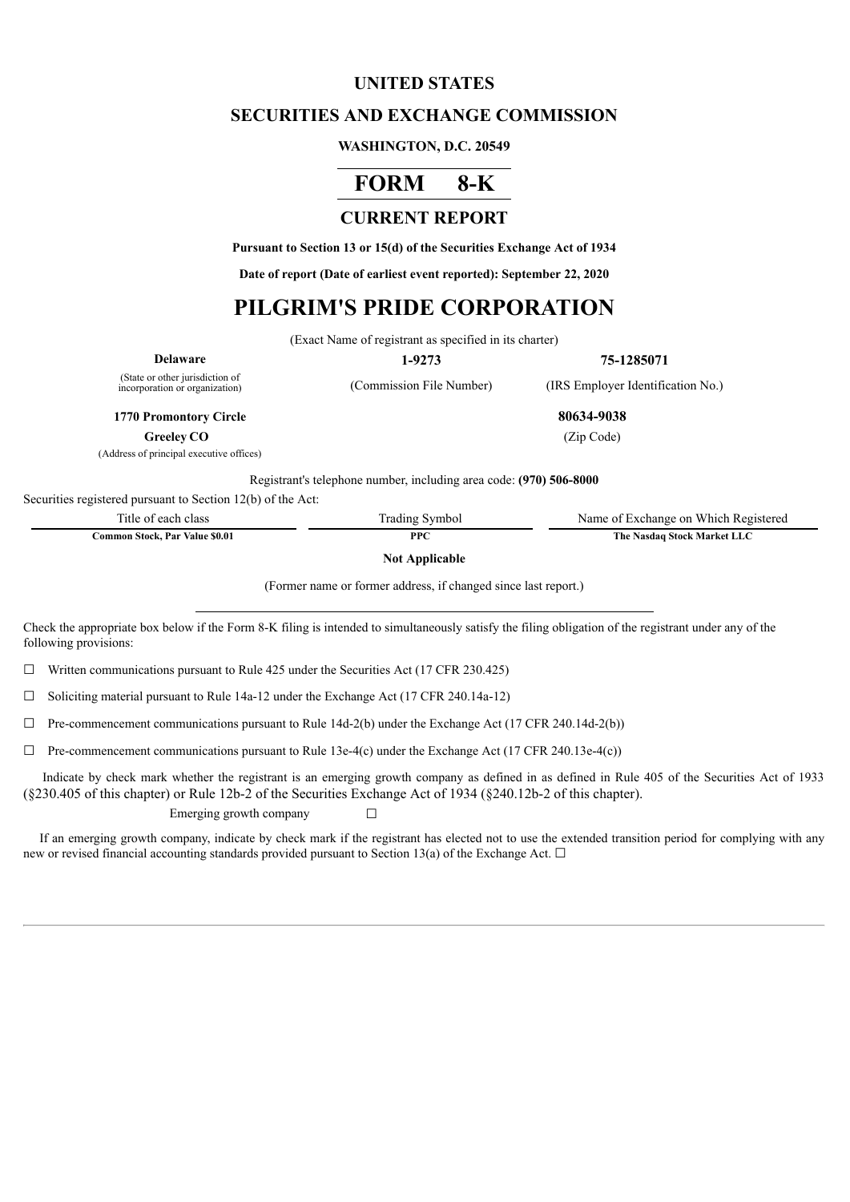# UNITED STATES

## SECURITIES AND EXCHANGE COMMISSION

**WASHINGTON, D.C. 20549**

# FORM 8-K

## CURRENT REPORT

**Pursuant to Section 13 or 15(d) of the Securities Exchange Act of 1934**

**Date of report (Date of earliest event reported): September 22, 2020**

# PILGRIM'S PRIDE CORPORATION

(Exact Name of registrant as specified in its charter)

| **Delaware** | **1-9273** | **75-1285071** |
|---|---|---|
| (State or other jurisdiction of incorporation or organization) | (Commission File Number) | (IRS Employer Identification No.) |

| | |
|---|---|
| **1770 Promontory Circle** | **80634-9038** |
| **Greeley CO** | (Zip Code) |
| (Address of principal executive offices) | |

Registrant's telephone number, including area code: **(970) 506-8000**

Securities registered pursuant to Section 12(b) of the Act:

| Title of each class | Trading Symbol | Name of Exchange on Which Registered |
|---|---|---|
| **Common Stock, Par Value $0.01** | **PPC** | **The Nasdaq Stock Market LLC** |

**Not Applicable**

(Former name or former address, if changed since last report.)

Check the appropriate box below if the Form 8-K filing is intended to simultaneously satisfy the filing obligation of the registrant under any of the following provisions:

☐ Written communications pursuant to Rule 425 under the Securities Act (17 CFR 230.425)

☐ Soliciting material pursuant to Rule 14a-12 under the Exchange Act (17 CFR 240.14a-12)

☐ Pre-commencement communications pursuant to Rule 14d-2(b) under the Exchange Act (17 CFR 240.14d-2(b))

☐ Pre-commencement communications pursuant to Rule 13e-4(c) under the Exchange Act (17 CFR 240.13e-4(c))

Indicate by check mark whether the registrant is an emerging growth company as defined in as defined in Rule 405 of the Securities Act of 1933 (§230.405 of this chapter) or Rule 12b-2 of the Securities Exchange Act of 1934 (§240.12b-2 of this chapter).

Emerging growth company ☐

If an emerging growth company, indicate by check mark if the registrant has elected not to use the extended transition period for complying with any new or revised financial accounting standards provided pursuant to Section 13(a) of the Exchange Act. ☐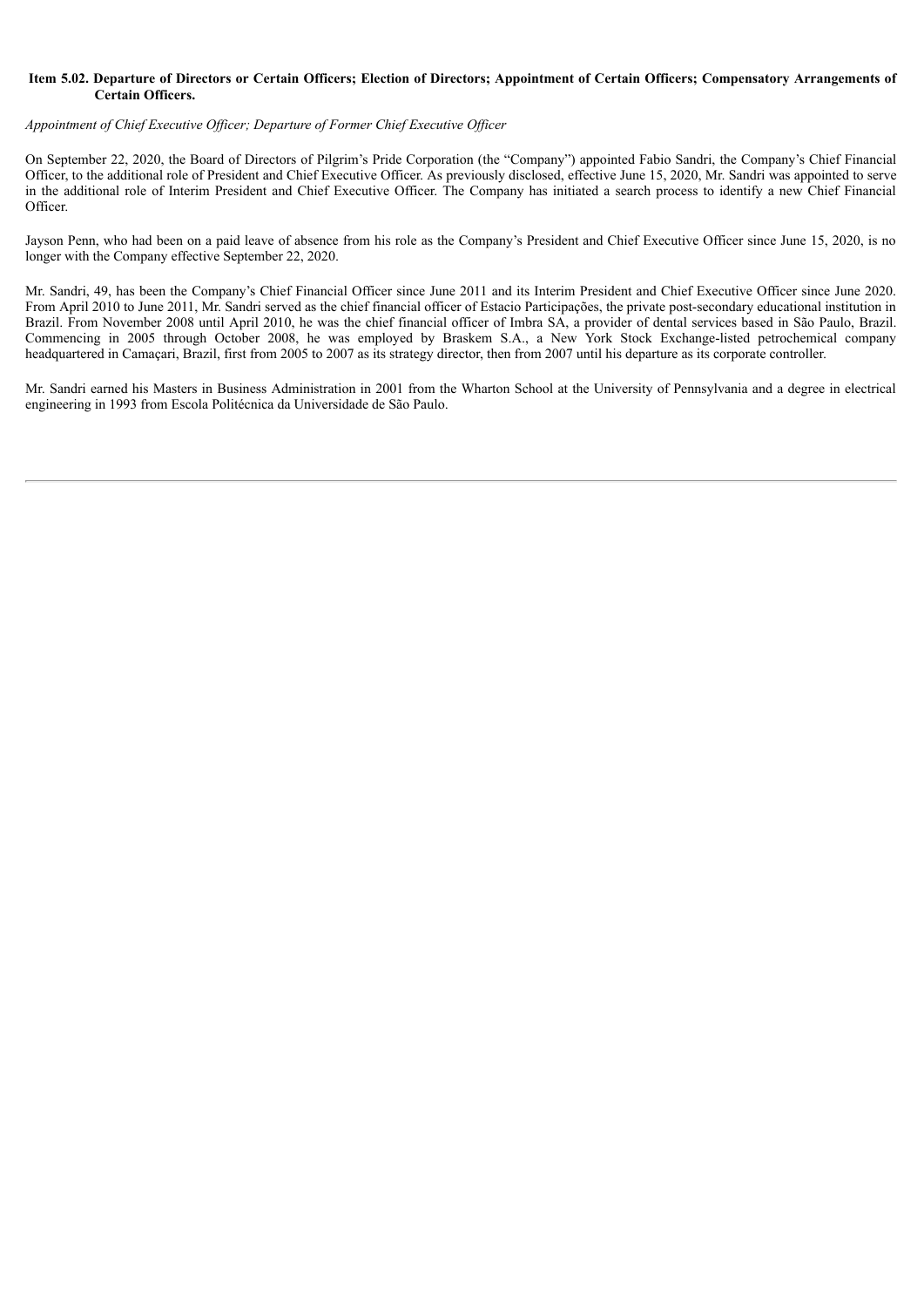**Item 5.02. Departure of Directors or Certain Officers; Election of Directors; Appointment of Certain Officers; Compensatory Arrangements of Certain Officers.**

*Appointment of Chief Executive Officer; Departure of Former Chief Executive Officer*

On September 22, 2020, the Board of Directors of Pilgrim's Pride Corporation (the "Company") appointed Fabio Sandri, the Company's Chief Financial Officer, to the additional role of President and Chief Executive Officer. As previously disclosed, effective June 15, 2020, Mr. Sandri was appointed to serve in the additional role of Interim President and Chief Executive Officer. The Company has initiated a search process to identify a new Chief Financial Officer.

Jayson Penn, who had been on a paid leave of absence from his role as the Company's President and Chief Executive Officer since June 15, 2020, is no longer with the Company effective September 22, 2020.

Mr. Sandri, 49, has been the Company's Chief Financial Officer since June 2011 and its Interim President and Chief Executive Officer since June 2020. From April 2010 to June 2011, Mr. Sandri served as the chief financial officer of Estacio Participações, the private post-secondary educational institution in Brazil. From November 2008 until April 2010, he was the chief financial officer of Imbra SA, a provider of dental services based in São Paulo, Brazil. Commencing in 2005 through October 2008, he was employed by Braskem S.A., a New York Stock Exchange-listed petrochemical company headquartered in Camaçari, Brazil, first from 2005 to 2007 as its strategy director, then from 2007 until his departure as its corporate controller.

Mr. Sandri earned his Masters in Business Administration in 2001 from the Wharton School at the University of Pennsylvania and a degree in electrical engineering in 1993 from Escola Politécnica da Universidade de São Paulo.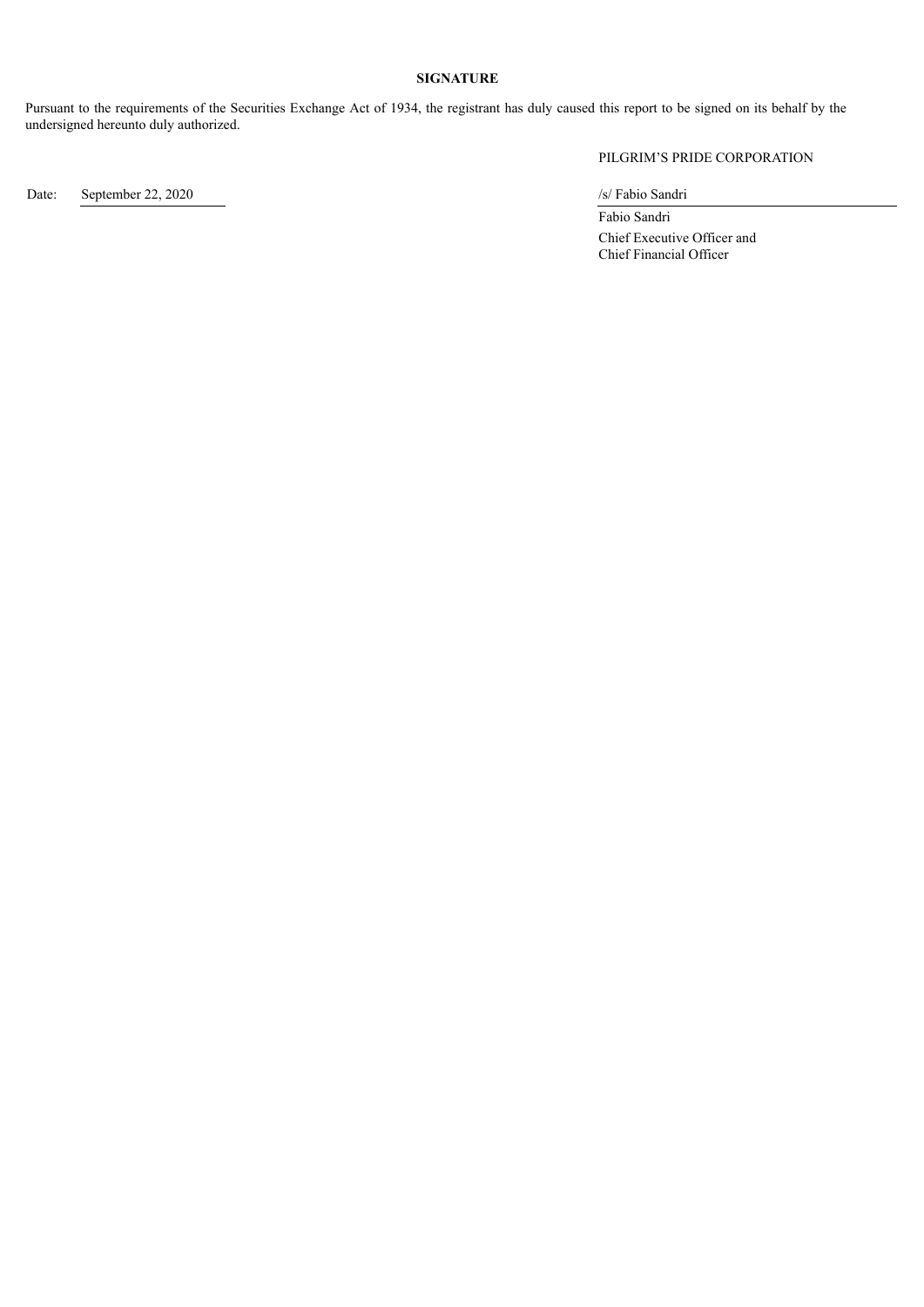**SIGNATURE**

Pursuant to the requirements of the Securities Exchange Act of 1934, the registrant has duly caused this report to be signed on its behalf by the undersigned hereunto duly authorized.

PILGRIM'S PRIDE CORPORATION

Date: September 22, 2020

/s/ Fabio Sandri

Fabio Sandri

Chief Executive Officer and
Chief Financial Officer